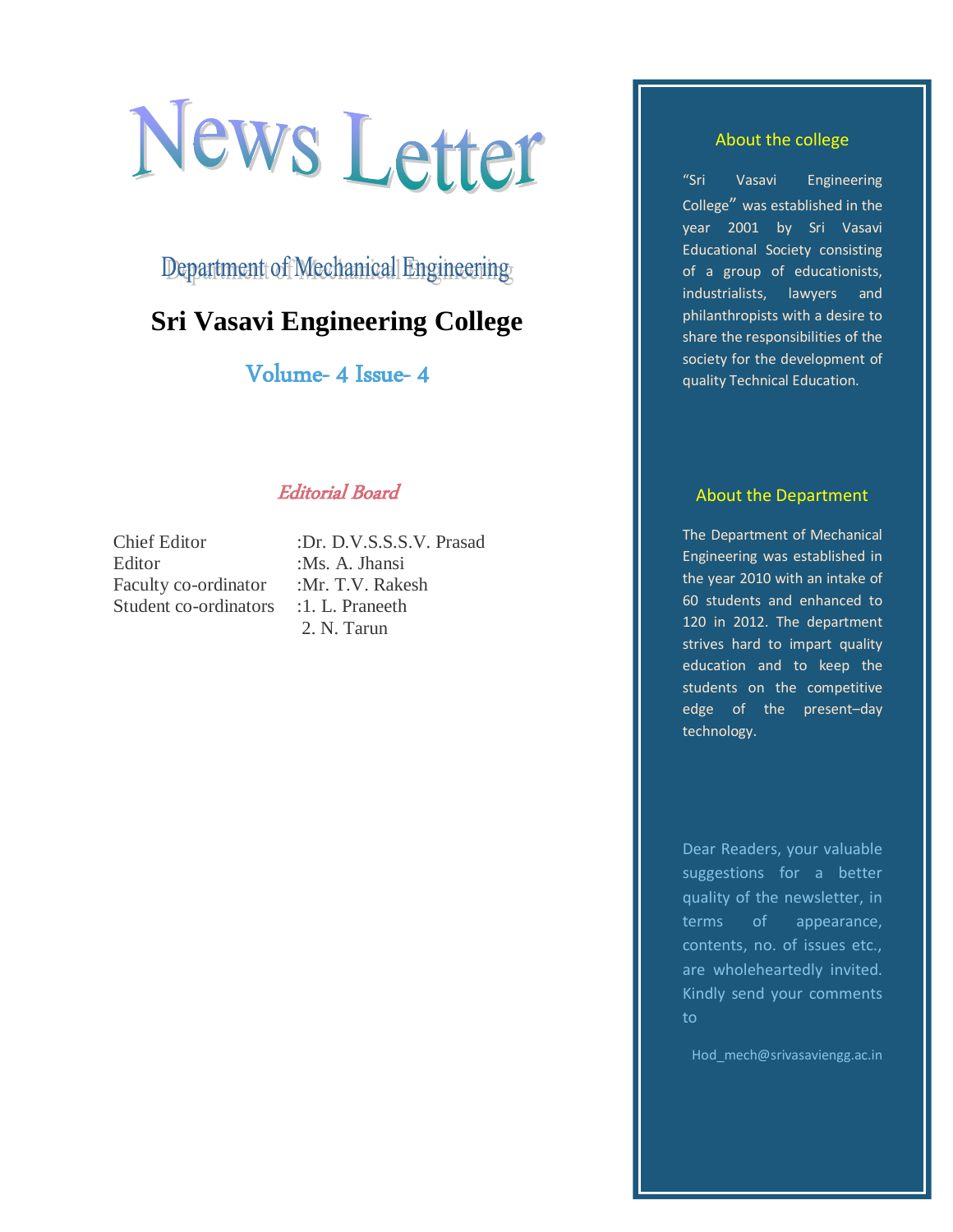# News Letter

## Department of Mechanical Engineering

## Sri Vasavi Engineering College

### Volume- 4 Issue- 4

### *Editorial Board*

| | |
|---|---|
| Chief Editor | :Dr. D.V.S.S.S.V. Prasad |
| Editor | :Ms. A. Jhansi |
| Faculty co-ordinator | :Mr. T.V. Rakesh |
| Student co-ordinators | :1. L. Praneeth |
| | 2. N. Tarun |

### About the college

"Sri Vasavi Engineering College" was established in the year 2001 by Sri Vasavi Educational Society consisting of a group of educationists, industrialists, lawyers and philanthropists with a desire to share the responsibilities of the society for the development of quality Technical Education.

### About the Department

The Department of Mechanical Engineering was established in the year 2010 with an intake of 60 students and enhanced to 120 in 2012. The department strives hard to impart quality education and to keep the students on the competitive edge of the present–day technology.

Dear Readers, your valuable suggestions for a better quality of the newsletter, in terms of appearance, contents, no. of issues etc., are wholeheartedly invited. Kindly send your comments to

Hod_mech@srivasaviengg.ac.in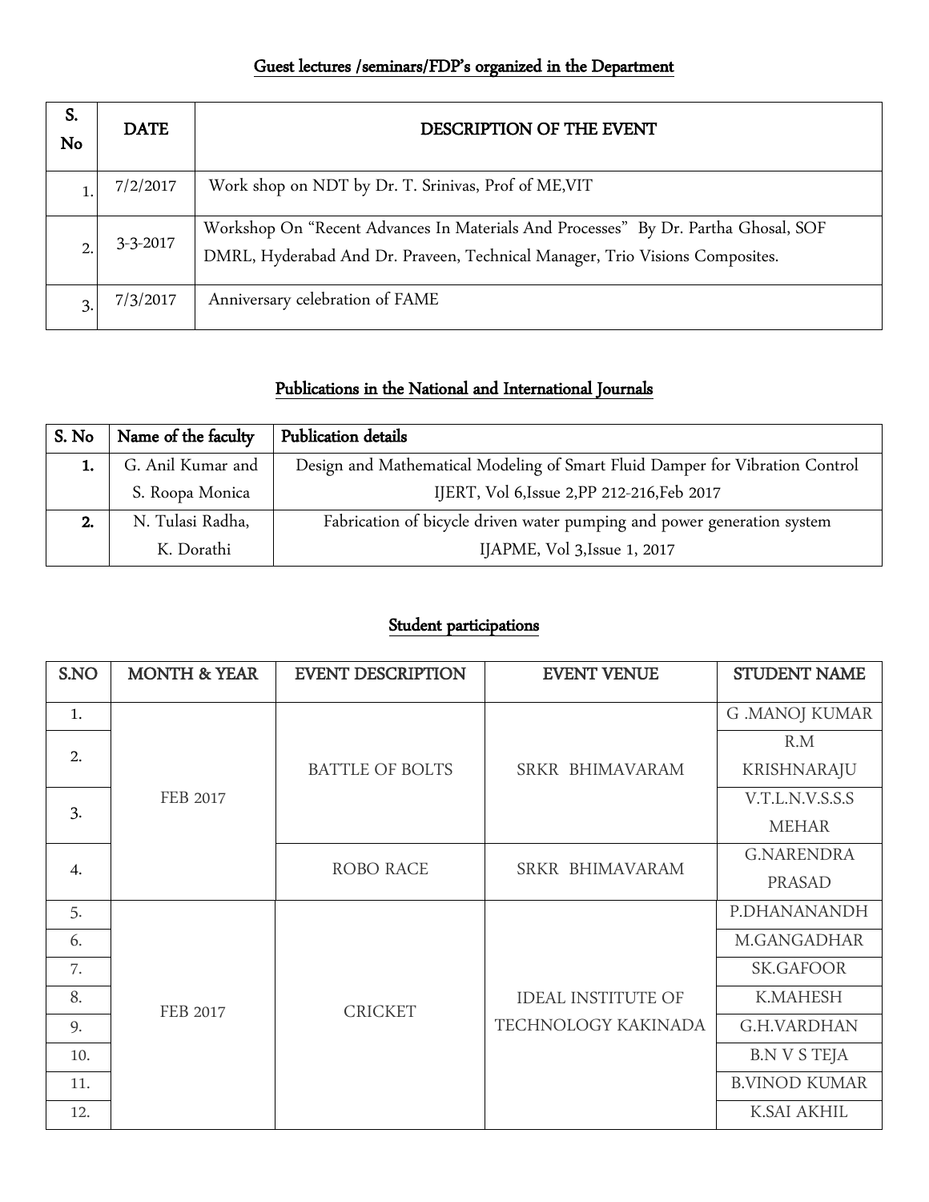## Guest lectures /seminars/FDP's organized in the Department

| S. No | DATE | DESCRIPTION OF THE EVENT |
|---|---|---|
| 1. | 7/2/2017 | Work shop on NDT by Dr. T. Srinivas, Prof of ME,VIT |
| 2. | 3-3-2017 | Workshop On "Recent Advances In Materials And Processes" By Dr. Partha Ghosal, SOF DMRL, Hyderabad And Dr. Praveen, Technical Manager, Trio Visions Composites. |
| 3. | 7/3/2017 | Anniversary celebration of FAME |

## Publications in the National and International Journals

| S. No | Name of the faculty | Publication details |
|---|---|---|
| **1.** | G. Anil Kumar and S. Roopa Monica | Design and Mathematical Modeling of Smart Fluid Damper for Vibration Control IJERT, Vol 6,Issue 2,PP 212-216,Feb 2017 |
| **2.** | N. Tulasi Radha, K. Dorathi | Fabrication of bicycle driven water pumping and power generation system IJAPME, Vol 3,Issue 1, 2017 |

## Student participations

| S.NO | MONTH & YEAR | EVENT DESCRIPTION | EVENT VENUE | STUDENT NAME |
|---|---|---|---|---|
| 1. | FEB 2017 | BATTLE OF BOLTS | SRKR BHIMAVARAM | G .MANOJ KUMAR |
| 2. | | | | R.M KRISHNARAJU |
| 3. | | | | V.T.L.N.V.S.S.S MEHAR |
| 4. | | ROBO RACE | SRKR BHIMAVARAM | G.NARENDRA PRASAD |
| 5. | FEB 2017 | CRICKET | IDEAL INSTITUTE OF TECHNOLOGY KAKINADA | P.DHANANANDH |
| 6. | | | | M.GANGADHAR |
| 7. | | | | SK.GAFOOR |
| 8. | | | | K.MAHESH |
| 9. | | | | G.H.VARDHAN |
| 10. | | | | B.N V S TEJA |
| 11. | | | | B.VINOD KUMAR |
| 12. | | | | K.SAI AKHIL |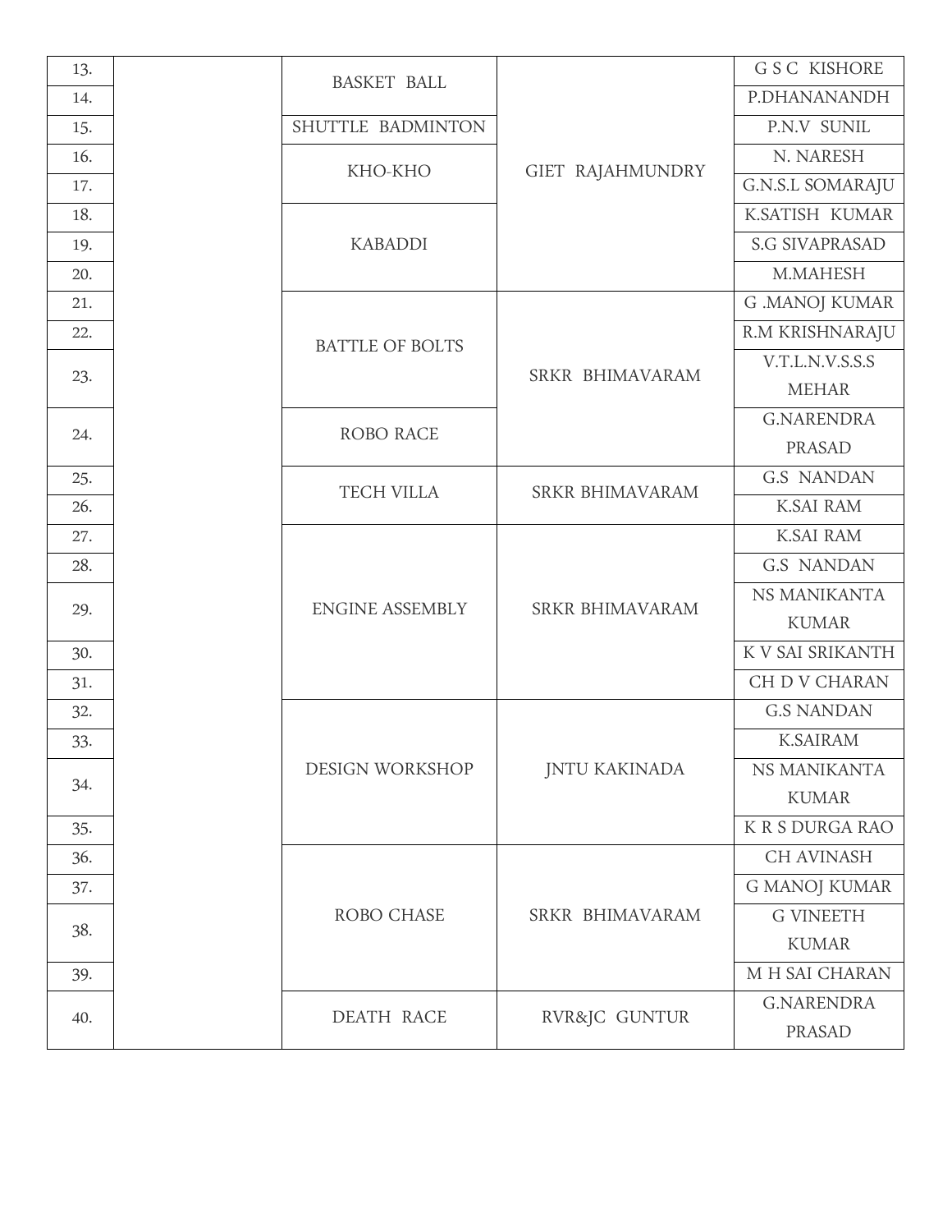| | | | | |
|---|---|---|---|---|
| 13. | | BASKET BALL | GIET RAJAHMUNDRY | G S C KISHORE |
| 14. | | | | P.DHANANANDH |
| 15. | | SHUTTLE BADMINTON | | P.N.V SUNIL |
| 16. | | KHO-KHO | | N. NARESH |
| 17. | | | | G.N.S.L SOMARAJU |
| 18. | | KABADDI | | K.SATISH KUMAR |
| 19. | | | | S.G SIVAPRASAD |
| 20. | | | | M.MAHESH |
| 21. | | BATTLE OF BOLTS | SRKR BHIMAVARAM | G .MANOJ KUMAR |
| 22. | | | | R.M KRISHNARAJU |
| 23. | | | | V.T.L.N.V.S.S.S MEHAR |
| 24. | | ROBO RACE | | G.NARENDRA PRASAD |
| 25. | | TECH VILLA | SRKR BHIMAVARAM | G.S NANDAN |
| 26. | | | | K.SAI RAM |
| 27. | | ENGINE ASSEMBLY | SRKR BHIMAVARAM | K.SAI RAM |
| 28. | | | | G.S NANDAN |
| 29. | | | | NS MANIKANTA KUMAR |
| 30. | | | | K V SAI SRIKANTH |
| 31. | | | | CH D V CHARAN |
| 32. | | DESIGN WORKSHOP | JNTU KAKINADA | G.S NANDAN |
| 33. | | | | K.SAIRAM |
| 34. | | | | NS MANIKANTA KUMAR |
| 35. | | | | K R S DURGA RAO |
| 36. | | ROBO CHASE | SRKR BHIMAVARAM | CH AVINASH |
| 37. | | | | G MANOJ KUMAR |
| 38. | | | | G VINEETH KUMAR |
| 39. | | | | M H SAI CHARAN |
| 40. | | DEATH RACE | RVR&JC GUNTUR | G.NARENDRA PRASAD |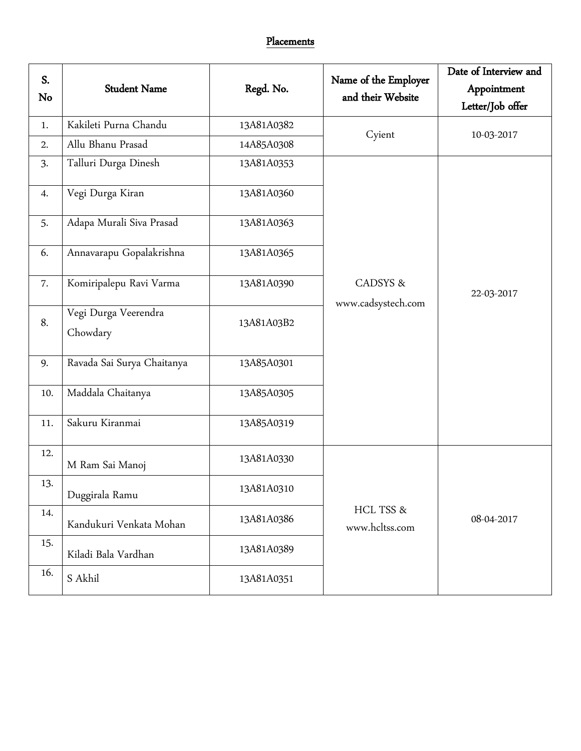## Placements

| S. No | Student Name | Regd. No. | Name of the Employer and their Website | Date of Interview and Appointment Letter/Job offer |
|---|---|---|---|---|
| 1. | Kakileti Purna Chandu | 13A81A0382 | Cyient | 10-03-2017 |
| 2. | Allu Bhanu Prasad | 14A85A0308 | | |
| 3. | Talluri Durga Dinesh | 13A81A0353 | CADSYS & www.cadsystech.com | 22-03-2017 |
| 4. | Vegi Durga Kiran | 13A81A0360 | | |
| 5. | Adapa Murali Siva Prasad | 13A81A0363 | | |
| 6. | Annavarapu Gopalakrishna | 13A81A0365 | | |
| 7. | Komiripalepu Ravi Varma | 13A81A0390 | | |
| 8. | Vegi Durga Veerendra Chowdary | 13A81A03B2 | | |
| 9. | Ravada Sai Surya Chaitanya | 13A85A0301 | | |
| 10. | Maddala Chaitanya | 13A85A0305 | | |
| 11. | Sakuru Kiranmai | 13A85A0319 | | |
| 12. | M Ram Sai Manoj | 13A81A0330 | HCL TSS & www.hcltss.com | 08-04-2017 |
| 13. | Duggirala Ramu | 13A81A0310 | | |
| 14. | Kandukuri Venkata Mohan | 13A81A0386 | | |
| 15. | Kiladi Bala Vardhan | 13A81A0389 | | |
| 16. | S Akhil | 13A81A0351 | | |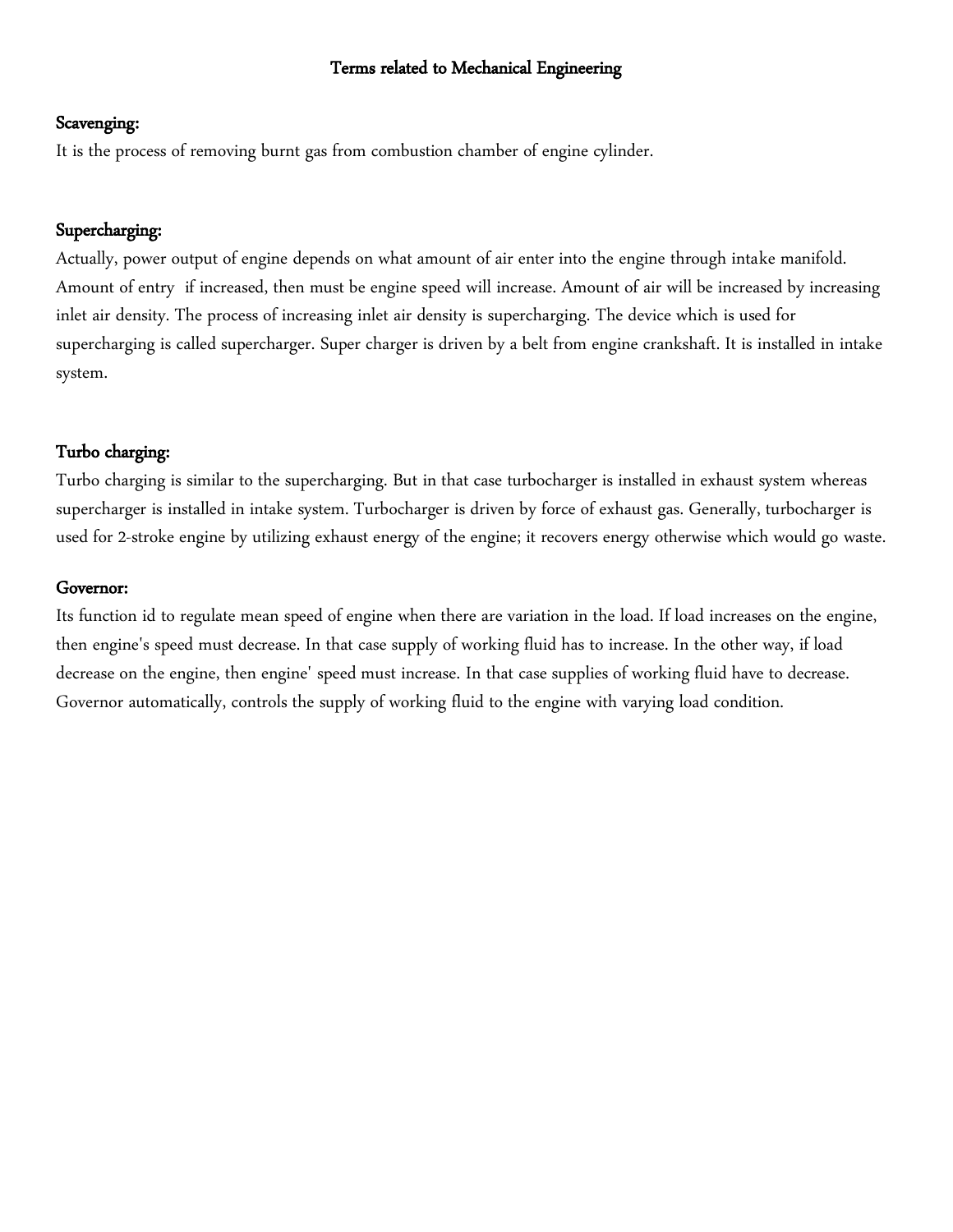# Terms related to Mechanical Engineering

## Scavenging:

It is the process of removing burnt gas from combustion chamber of engine cylinder.

## Supercharging:

Actually, power output of engine depends on what amount of air enter into the engine through intake manifold. Amount of entry if increased, then must be engine speed will increase. Amount of air will be increased by increasing inlet air density. The process of increasing inlet air density is supercharging. The device which is used for supercharging is called supercharger. Super charger is driven by a belt from engine crankshaft. It is installed in intake system.

## Turbo charging:

Turbo charging is similar to the supercharging. But in that case turbocharger is installed in exhaust system whereas supercharger is installed in intake system. Turbocharger is driven by force of exhaust gas. Generally, turbocharger is used for 2-stroke engine by utilizing exhaust energy of the engine; it recovers energy otherwise which would go waste.

## Governor:

Its function id to regulate mean speed of engine when there are variation in the load. If load increases on the engine, then engine's speed must decrease. In that case supply of working fluid has to increase. In the other way, if load decrease on the engine, then engine' speed must increase. In that case supplies of working fluid have to decrease. Governor automatically, controls the supply of working fluid to the engine with varying load condition.